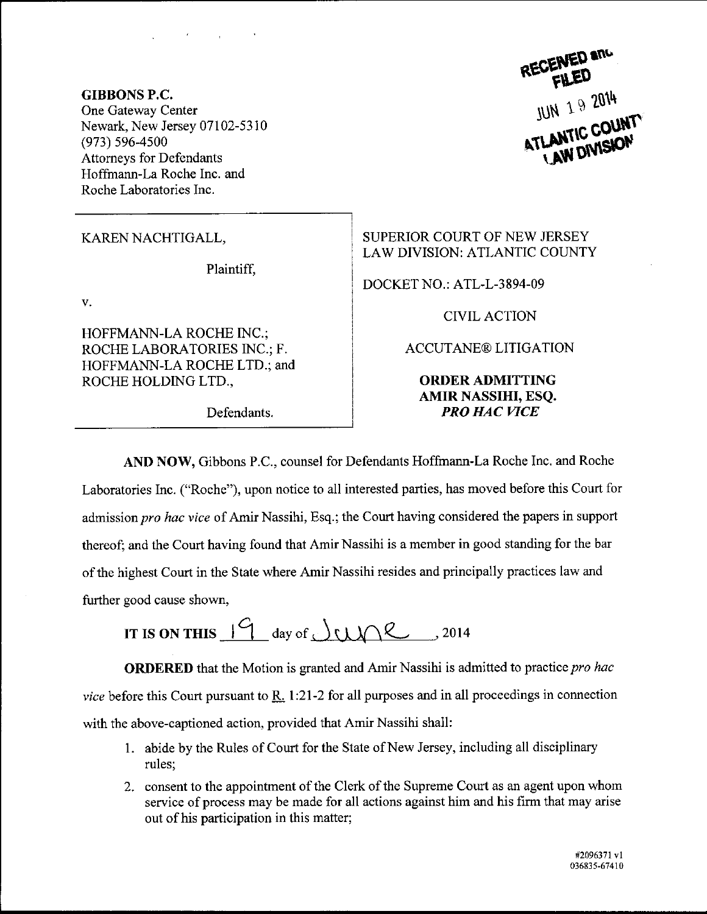**GIBBONS P.C.**
One Gateway Center
Newark, New Jersey 07102-5310
(973) 596-4500
Attorneys for Defendants
Hoffmann-La Roche Inc. and
Roche Laboratories Inc.

RECEIVED and FILED
JUN 19 2014
ATLANTIC COUNTY LAW DIVISION

| | |
|---|---|
| KAREN NACHTIGALL,<br><br>Plaintiff,<br><br>v.<br><br>HOFFMANN-LA ROCHE INC.; ROCHE LABORATORIES INC.; F. HOFFMANN-LA ROCHE LTD.; and ROCHE HOLDING LTD.,<br><br>Defendants. | SUPERIOR COURT OF NEW JERSEY<br>LAW DIVISION: ATLANTIC COUNTY<br><br>DOCKET NO.: ATL-L-3894-09<br><br>CIVIL ACTION<br><br>ACCUTANE® LITIGATION<br><br>**ORDER ADMITTING AMIR NASSIHI, ESQ. *PRO HAC VICE*** |

**AND NOW,** Gibbons P.C., counsel for Defendants Hoffmann-La Roche Inc. and Roche Laboratories Inc. ("Roche"), upon notice to all interested parties, has moved before this Court for admission *pro hac vice* of Amir Nassihi, Esq.; the Court having considered the papers in support thereof; and the Court having found that Amir Nassihi is a member in good standing for the bar of the highest Court in the State where Amir Nassihi resides and principally practices law and further good cause shown,

**IT IS ON THIS** 19 day of June, 2014

**ORDERED** that the Motion is granted and Amir Nassihi is admitted to practice *pro hac vice* before this Court pursuant to R. 1:21-2 for all purposes and in all proceedings in connection with the above-captioned action, provided that Amir Nassihi shall:

1. abide by the Rules of Court for the State of New Jersey, including all disciplinary rules;
2. consent to the appointment of the Clerk of the Supreme Court as an agent upon whom service of process may be made for all actions against him and his firm that may arise out of his participation in this matter;

#2096371 v1
036835-67410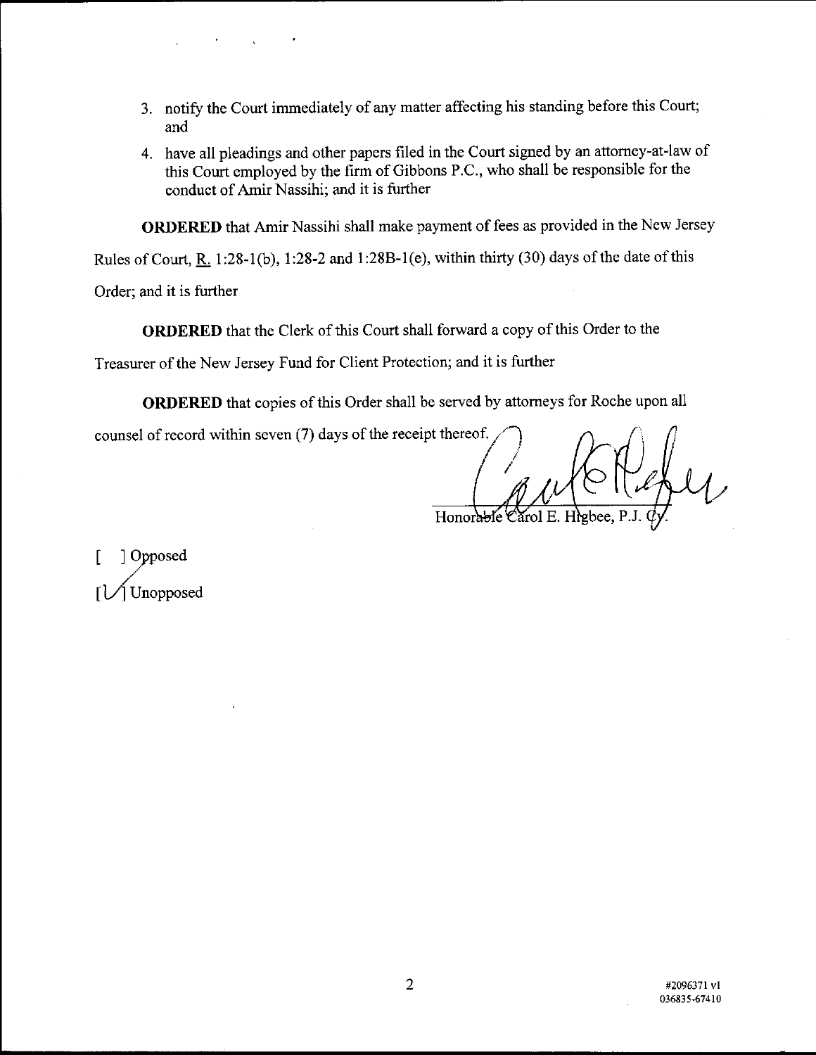3. notify the Court immediately of any matter affecting his standing before this Court; and

4. have all pleadings and other papers filed in the Court signed by an attorney-at-law of this Court employed by the firm of Gibbons P.C., who shall be responsible for the conduct of Amir Nassihi; and it is further

**ORDERED** that Amir Nassihi shall make payment of fees as provided in the New Jersey Rules of Court, R. 1:28-1(b), 1:28-2 and 1:28B-1(e), within thirty (30) days of the date of this Order; and it is further

**ORDERED** that the Clerk of this Court shall forward a copy of this Order to the Treasurer of the New Jersey Fund for Client Protection; and it is further

**ORDERED** that copies of this Order shall be served by attorneys for Roche upon all counsel of record within seven (7) days of the receipt thereof.

Honorable Carol E. Higbee, P.J. Cv.

[ ] Opposed

[✓] Unopposed

#2096371 v1
036835-67410